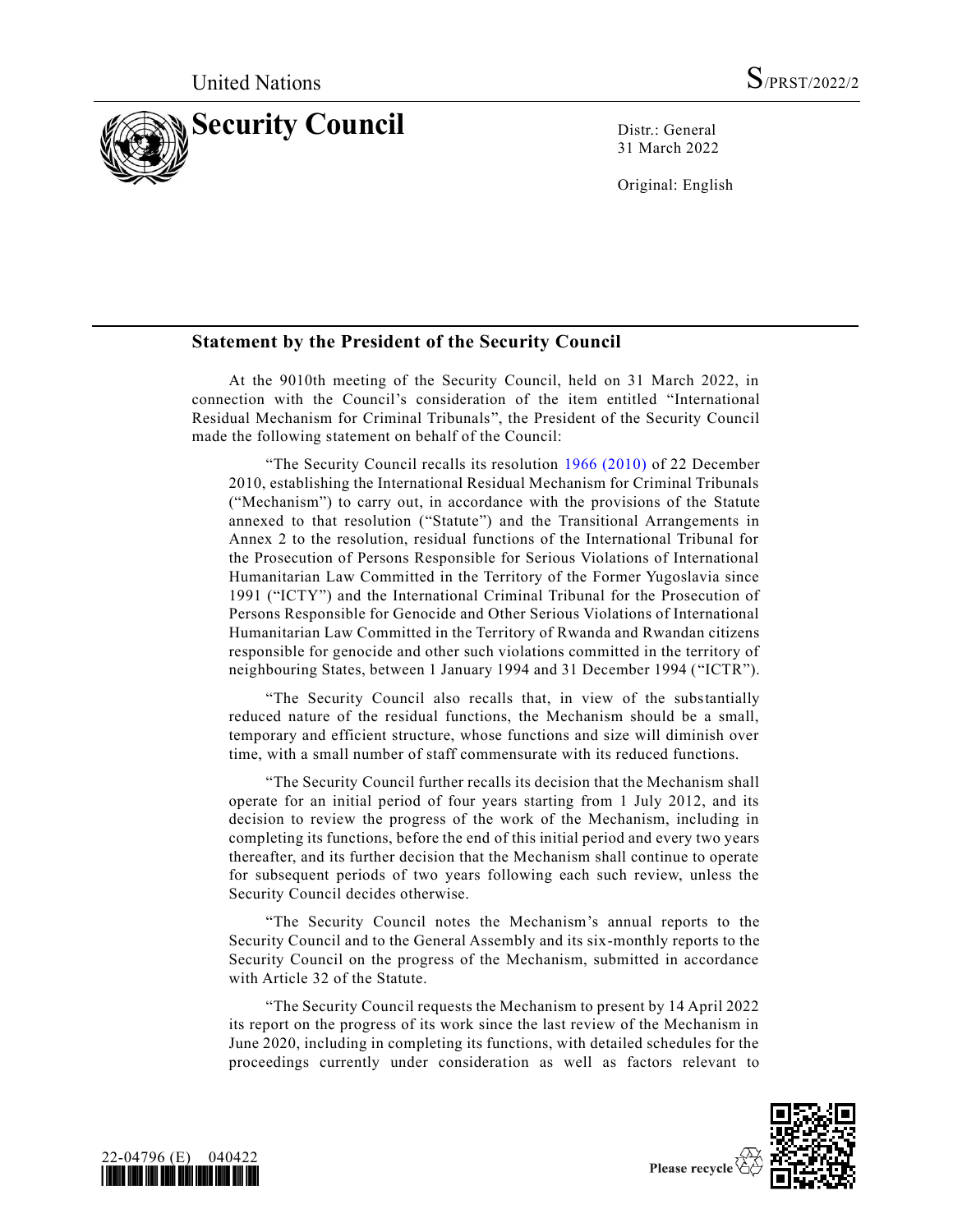United Nations S/PRST/2022/2

# Security Council

Distr.: General
31 March 2022

Original: English

## Statement by the President of the Security Council

At the 9010th meeting of the Security Council, held on 31 March 2022, in connection with the Council's consideration of the item entitled "International Residual Mechanism for Criminal Tribunals", the President of the Security Council made the following statement on behalf of the Council:

"The Security Council recalls its resolution 1966 (2010) of 22 December 2010, establishing the International Residual Mechanism for Criminal Tribunals ("Mechanism") to carry out, in accordance with the provisions of the Statute annexed to that resolution ("Statute") and the Transitional Arrangements in Annex 2 to the resolution, residual functions of the International Tribunal for the Prosecution of Persons Responsible for Serious Violations of International Humanitarian Law Committed in the Territory of the Former Yugoslavia since 1991 ("ICTY") and the International Criminal Tribunal for the Prosecution of Persons Responsible for Genocide and Other Serious Violations of International Humanitarian Law Committed in the Territory of Rwanda and Rwandan citizens responsible for genocide and other such violations committed in the territory of neighbouring States, between 1 January 1994 and 31 December 1994 ("ICTR").

"The Security Council also recalls that, in view of the substantially reduced nature of the residual functions, the Mechanism should be a small, temporary and efficient structure, whose functions and size will diminish over time, with a small number of staff commensurate with its reduced functions.

"The Security Council further recalls its decision that the Mechanism shall operate for an initial period of four years starting from 1 July 2012, and its decision to review the progress of the work of the Mechanism, including in completing its functions, before the end of this initial period and every two years thereafter, and its further decision that the Mechanism shall continue to operate for subsequent periods of two years following each such review, unless the Security Council decides otherwise.

"The Security Council notes the Mechanism's annual reports to the Security Council and to the General Assembly and its six-monthly reports to the Security Council on the progress of the Mechanism, submitted in accordance with Article 32 of the Statute.

"The Security Council requests the Mechanism to present by 14 April 2022 its report on the progress of its work since the last review of the Mechanism in June 2020, including in completing its functions, with detailed schedules for the proceedings currently under consideration as well as factors relevant to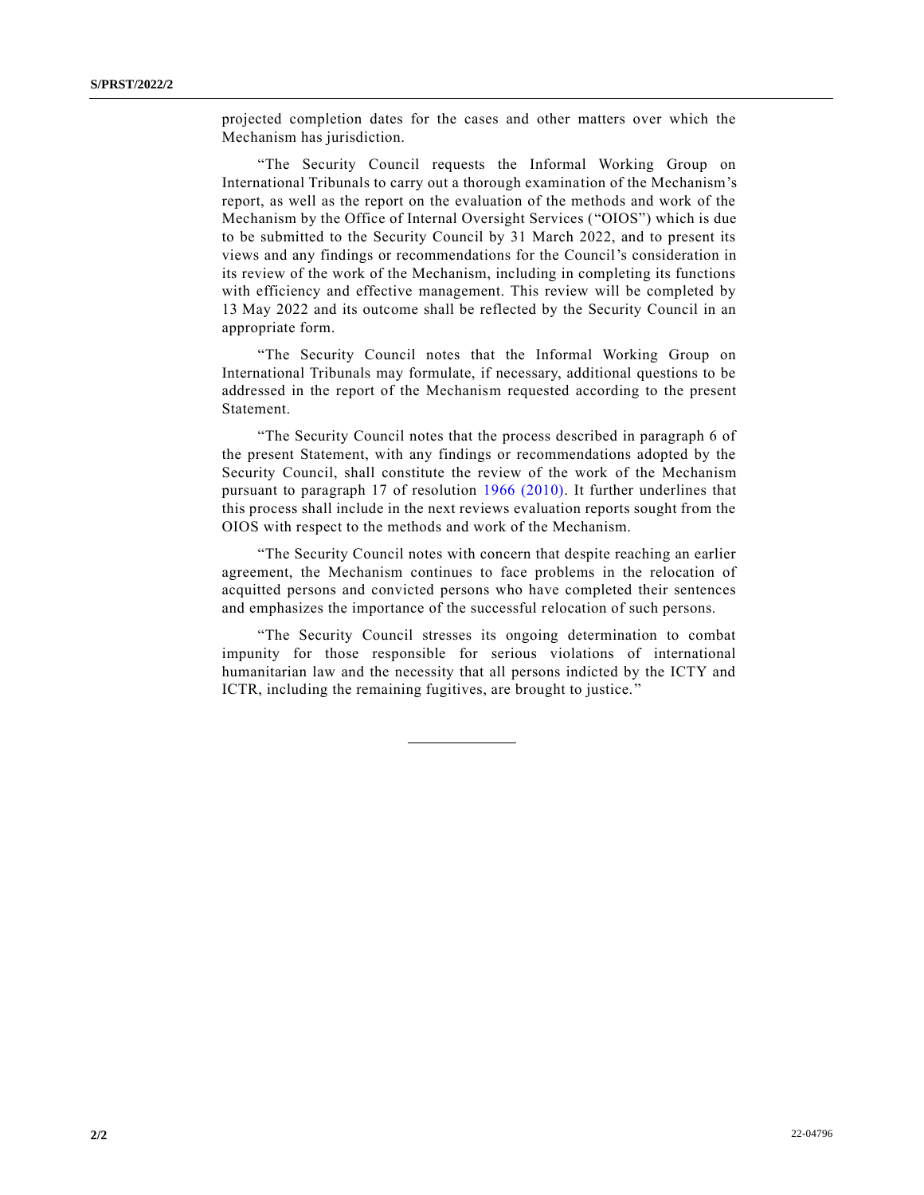projected completion dates for the cases and other matters over which the Mechanism has jurisdiction.

"The Security Council requests the Informal Working Group on International Tribunals to carry out a thorough examination of the Mechanism's report, as well as the report on the evaluation of the methods and work of the Mechanism by the Office of Internal Oversight Services ("OIOS") which is due to be submitted to the Security Council by 31 March 2022, and to present its views and any findings or recommendations for the Council's consideration in its review of the work of the Mechanism, including in completing its functions with efficiency and effective management. This review will be completed by 13 May 2022 and its outcome shall be reflected by the Security Council in an appropriate form.

"The Security Council notes that the Informal Working Group on International Tribunals may formulate, if necessary, additional questions to be addressed in the report of the Mechanism requested according to the present Statement.

"The Security Council notes that the process described in paragraph 6 of the present Statement, with any findings or recommendations adopted by the Security Council, shall constitute the review of the work of the Mechanism pursuant to paragraph 17 of resolution 1966 (2010). It further underlines that this process shall include in the next reviews evaluation reports sought from the OIOS with respect to the methods and work of the Mechanism.

"The Security Council notes with concern that despite reaching an earlier agreement, the Mechanism continues to face problems in the relocation of acquitted persons and convicted persons who have completed their sentences and emphasizes the importance of the successful relocation of such persons.

"The Security Council stresses its ongoing determination to combat impunity for those responsible for serious violations of international humanitarian law and the necessity that all persons indicted by the ICTY and ICTR, including the remaining fugitives, are brought to justice."